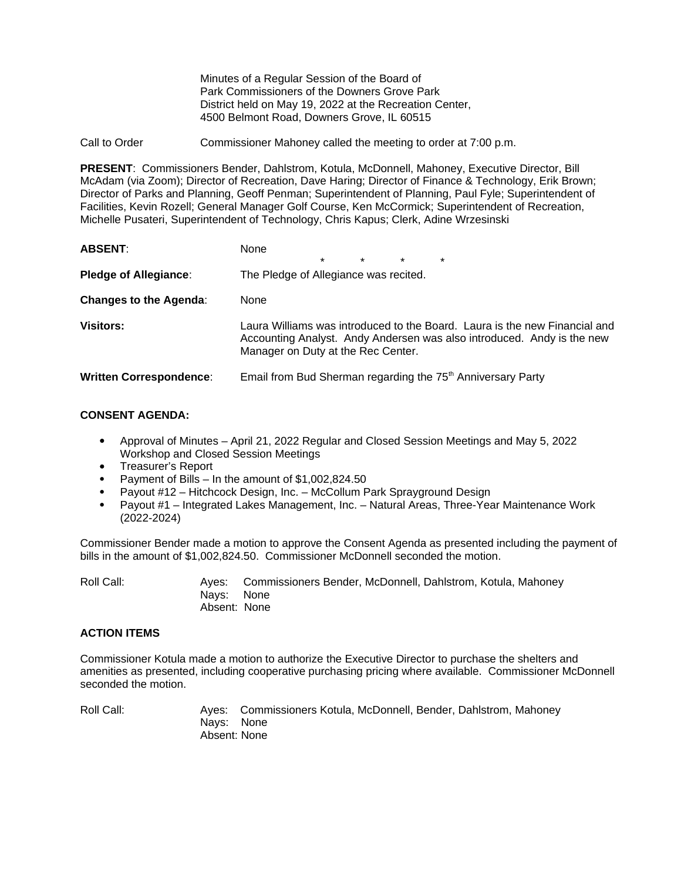Minutes of a Regular Session of the Board of Park Commissioners of the Downers Grove Park District held on May 19, 2022 at the Recreation Center, 4500 Belmont Road, Downers Grove, IL 60515

Call to Order    Commissioner Mahoney called the meeting to order at 7:00 p.m.

**PRESENT**: Commissioners Bender, Dahlstrom, Kotula, McDonnell, Mahoney, Executive Director, Bill McAdam (via Zoom); Director of Recreation, Dave Haring; Director of Finance & Technology, Erik Brown; Director of Parks and Planning, Geoff Penman; Superintendent of Planning, Paul Fyle; Superintendent of Facilities, Kevin Rozell; General Manager Golf Course, Ken McCormick; Superintendent of Recreation, Michelle Pusateri, Superintendent of Technology, Chris Kapus; Clerk, Adine Wrzesinski

**ABSENT**: None

\* \* \* \*

**Pledge of Allegiance**: The Pledge of Allegiance was recited.

**Changes to the Agenda**: None

**Visitors:** Laura Williams was introduced to the Board. Laura is the new Financial and Accounting Analyst. Andy Andersen was also introduced. Andy is the new Manager on Duty at the Rec Center.

**Written Correspondence**: Email from Bud Sherman regarding the 75th Anniversary Party

**CONSENT AGENDA:**

- Approval of Minutes – April 21, 2022 Regular and Closed Session Meetings and May 5, 2022 Workshop and Closed Session Meetings
- Treasurer's Report
- Payment of Bills – In the amount of $1,002,824.50
- Payout #12 – Hitchcock Design, Inc. – McCollum Park Sprayground Design
- Payout #1 – Integrated Lakes Management, Inc. – Natural Areas, Three-Year Maintenance Work (2022-2024)

Commissioner Bender made a motion to approve the Consent Agenda as presented including the payment of bills in the amount of $1,002,824.50. Commissioner McDonnell seconded the motion.

Roll Call:    Ayes: Commissioners Bender, McDonnell, Dahlstrom, Kotula, Mahoney
Nays: None
Absent: None

**ACTION ITEMS**

Commissioner Kotula made a motion to authorize the Executive Director to purchase the shelters and amenities as presented, including cooperative purchasing pricing where available. Commissioner McDonnell seconded the motion.

Roll Call:    Ayes: Commissioners Kotula, McDonnell, Bender, Dahlstrom, Mahoney
Nays: None
Absent: None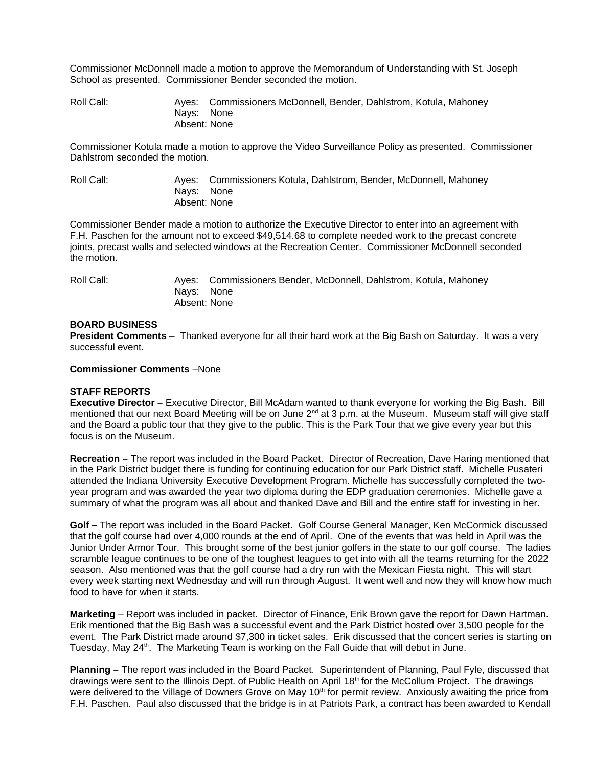Commissioner McDonnell made a motion to approve the Memorandum of Understanding with St. Joseph School as presented. Commissioner Bender seconded the motion.

Roll Call: Ayes: Commissioners McDonnell, Bender, Dahlstrom, Kotula, Mahoney
Nays: None
Absent: None

Commissioner Kotula made a motion to approve the Video Surveillance Policy as presented. Commissioner Dahlstrom seconded the motion.

Roll Call: Ayes: Commissioners Kotula, Dahlstrom, Bender, McDonnell, Mahoney
Nays: None
Absent: None

Commissioner Bender made a motion to authorize the Executive Director to enter into an agreement with F.H. Paschen for the amount not to exceed $49,514.68 to complete needed work to the precast concrete joints, precast walls and selected windows at the Recreation Center. Commissioner McDonnell seconded the motion.

Roll Call: Ayes: Commissioners Bender, McDonnell, Dahlstrom, Kotula, Mahoney
Nays: None
Absent: None

**BOARD BUSINESS**

**President Comments** – Thanked everyone for all their hard work at the Big Bash on Saturday. It was a very successful event.

**Commissioner Comments** –None

**STAFF REPORTS**

**Executive Director –** Executive Director, Bill McAdam wanted to thank everyone for working the Big Bash. Bill mentioned that our next Board Meeting will be on June 2nd at 3 p.m. at the Museum. Museum staff will give staff and the Board a public tour that they give to the public. This is the Park Tour that we give every year but this focus is on the Museum.

**Recreation –** The report was included in the Board Packet. Director of Recreation, Dave Haring mentioned that in the Park District budget there is funding for continuing education for our Park District staff. Michelle Pusateri attended the Indiana University Executive Development Program. Michelle has successfully completed the two-year program and was awarded the year two diploma during the EDP graduation ceremonies. Michelle gave a summary of what the program was all about and thanked Dave and Bill and the entire staff for investing in her.

**Golf –** The report was included in the Board Packet**.** Golf Course General Manager, Ken McCormick discussed that the golf course had over 4,000 rounds at the end of April. One of the events that was held in April was the Junior Under Armor Tour. This brought some of the best junior golfers in the state to our golf course. The ladies scramble league continues to be one of the toughest leagues to get into with all the teams returning for the 2022 season. Also mentioned was that the golf course had a dry run with the Mexican Fiesta night. This will start every week starting next Wednesday and will run through August. It went well and now they will know how much food to have for when it starts.

**Marketing** – Report was included in packet. Director of Finance, Erik Brown gave the report for Dawn Hartman. Erik mentioned that the Big Bash was a successful event and the Park District hosted over 3,500 people for the event. The Park District made around $7,300 in ticket sales. Erik discussed that the concert series is starting on Tuesday, May 24th. The Marketing Team is working on the Fall Guide that will debut in June.

**Planning –** The report was included in the Board Packet. Superintendent of Planning, Paul Fyle, discussed that drawings were sent to the Illinois Dept. of Public Health on April 18th for the McCollum Project. The drawings were delivered to the Village of Downers Grove on May 10th for permit review. Anxiously awaiting the price from F.H. Paschen. Paul also discussed that the bridge is in at Patriots Park, a contract has been awarded to Kendall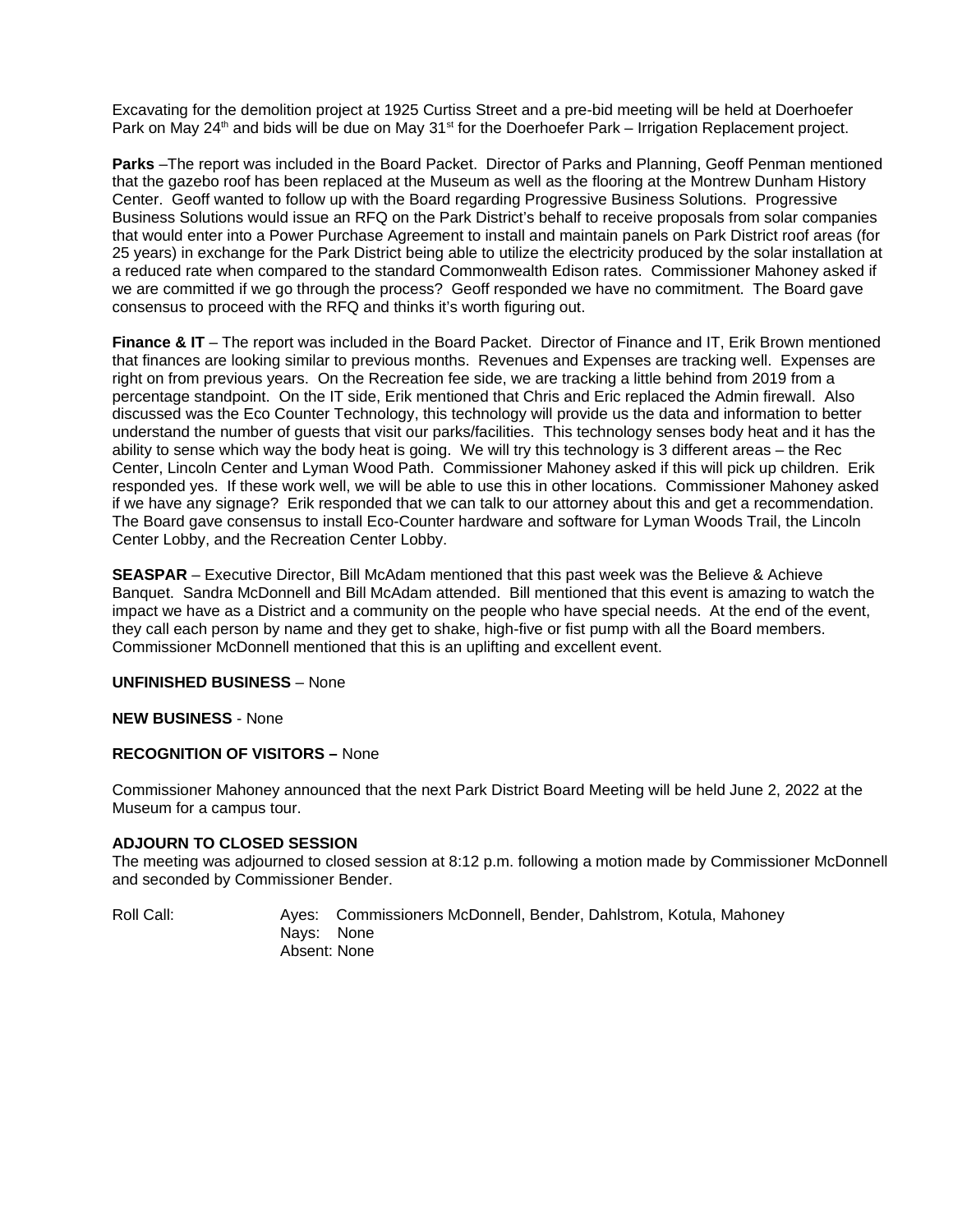Excavating for the demolition project at 1925 Curtiss Street and a pre-bid meeting will be held at Doerhoefer Park on May 24th and bids will be due on May 31st for the Doerhoefer Park – Irrigation Replacement project.

**Parks** –The report was included in the Board Packet. Director of Parks and Planning, Geoff Penman mentioned that the gazebo roof has been replaced at the Museum as well as the flooring at the Montrew Dunham History Center. Geoff wanted to follow up with the Board regarding Progressive Business Solutions. Progressive Business Solutions would issue an RFQ on the Park District's behalf to receive proposals from solar companies that would enter into a Power Purchase Agreement to install and maintain panels on Park District roof areas (for 25 years) in exchange for the Park District being able to utilize the electricity produced by the solar installation at a reduced rate when compared to the standard Commonwealth Edison rates. Commissioner Mahoney asked if we are committed if we go through the process? Geoff responded we have no commitment. The Board gave consensus to proceed with the RFQ and thinks it's worth figuring out.

**Finance & IT** – The report was included in the Board Packet. Director of Finance and IT, Erik Brown mentioned that finances are looking similar to previous months. Revenues and Expenses are tracking well. Expenses are right on from previous years. On the Recreation fee side, we are tracking a little behind from 2019 from a percentage standpoint. On the IT side, Erik mentioned that Chris and Eric replaced the Admin firewall. Also discussed was the Eco Counter Technology, this technology will provide us the data and information to better understand the number of guests that visit our parks/facilities. This technology senses body heat and it has the ability to sense which way the body heat is going. We will try this technology is 3 different areas – the Rec Center, Lincoln Center and Lyman Wood Path. Commissioner Mahoney asked if this will pick up children. Erik responded yes. If these work well, we will be able to use this in other locations. Commissioner Mahoney asked if we have any signage? Erik responded that we can talk to our attorney about this and get a recommendation. The Board gave consensus to install Eco-Counter hardware and software for Lyman Woods Trail, the Lincoln Center Lobby, and the Recreation Center Lobby.

**SEASPAR** – Executive Director, Bill McAdam mentioned that this past week was the Believe & Achieve Banquet. Sandra McDonnell and Bill McAdam attended. Bill mentioned that this event is amazing to watch the impact we have as a District and a community on the people who have special needs. At the end of the event, they call each person by name and they get to shake, high-five or fist pump with all the Board members. Commissioner McDonnell mentioned that this is an uplifting and excellent event.

**UNFINISHED BUSINESS** – None

**NEW BUSINESS** - None

**RECOGNITION OF VISITORS –** None

Commissioner Mahoney announced that the next Park District Board Meeting will be held June 2, 2022 at the Museum for a campus tour.

**ADJOURN TO CLOSED SESSION**

The meeting was adjourned to closed session at 8:12 p.m. following a motion made by Commissioner McDonnell and seconded by Commissioner Bender.

Roll Call: Ayes: Commissioners McDonnell, Bender, Dahlstrom, Kotula, Mahoney
Nays: None
Absent: None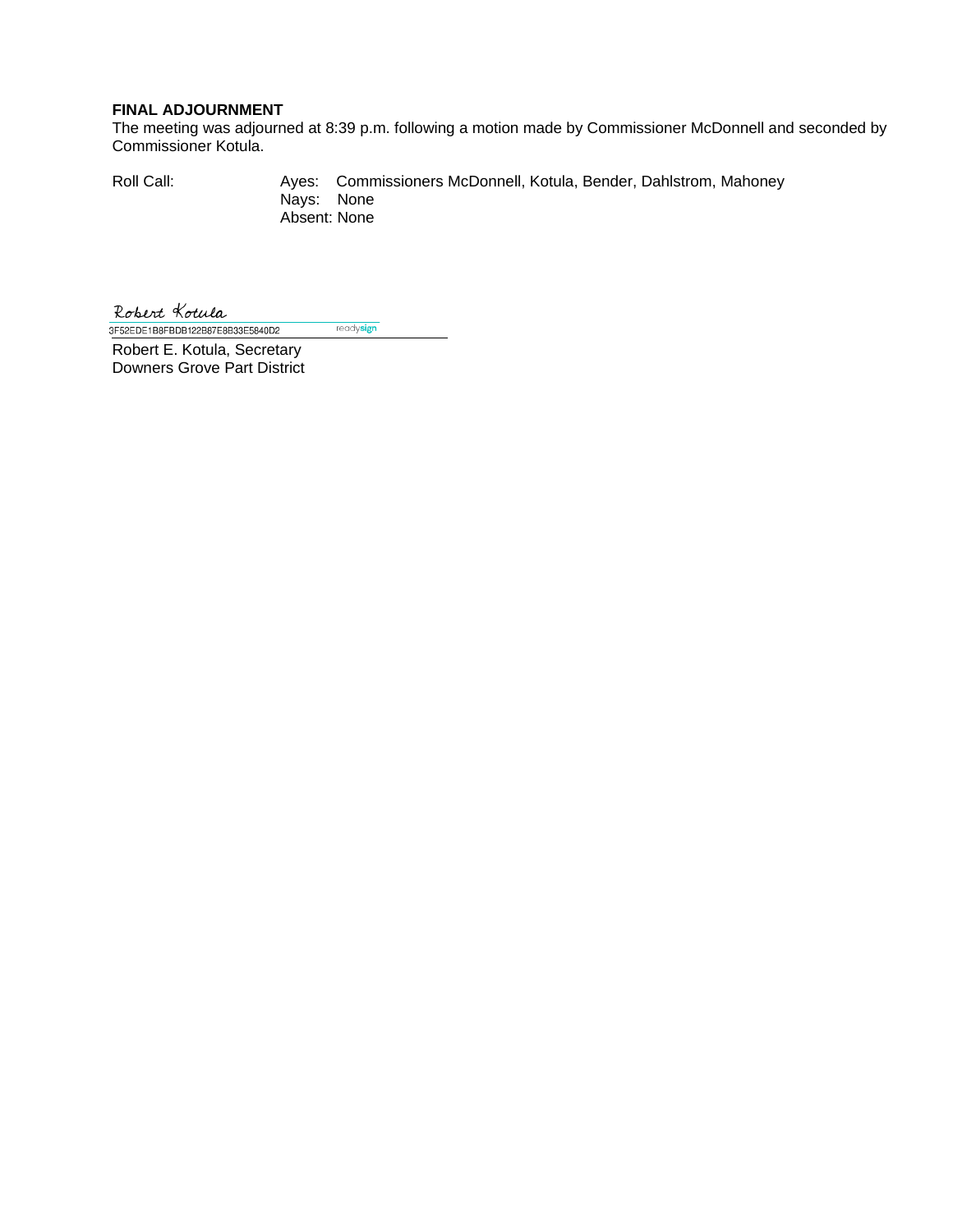**FINAL ADJOURNMENT**

The meeting was adjourned at 8:39 p.m. following a motion made by Commissioner McDonnell and seconded by Commissioner Kotula.

Roll Call:
- Ayes: Commissioners McDonnell, Kotula, Bender, Dahlstrom, Mahoney
- Nays: None
- Absent: None

Robert Kotula
3F52EDE1B8FBDB122B87E8B33E5840D2 readysign

Robert E. Kotula, Secretary
Downers Grove Part District